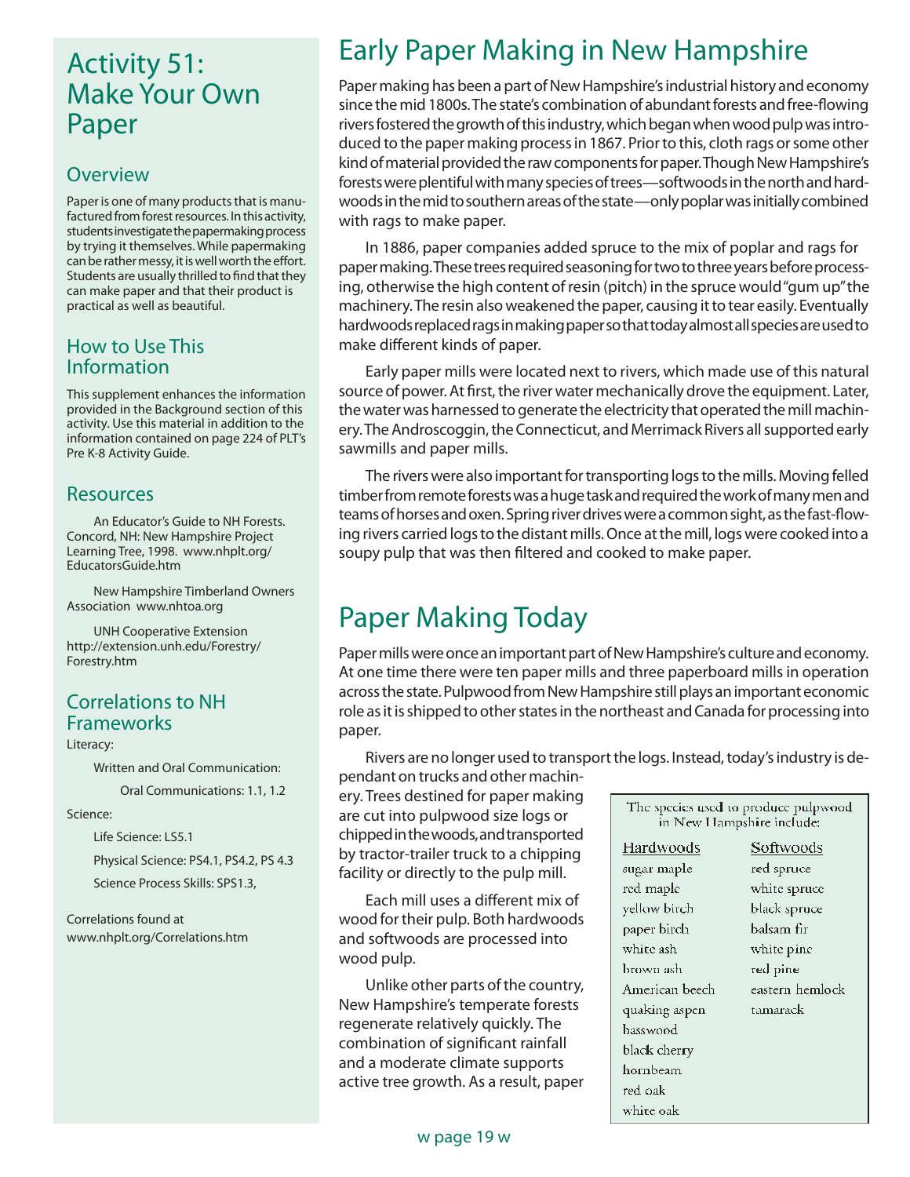# Activity 51: Make Your Own Paper

## Overview

Paper is one of many products that is manufactured from forest resources. In this activity, students investigate the papermaking process by trying it themselves. While papermaking can be rather messy, it is well worth the effort. Students are usually thrilled to find that they can make paper and that their product is practical as well as beautiful.

## How to Use This Information

This supplement enhances the information provided in the Background section of this activity. Use this material in addition to the information contained on page 224 of PLT's Pre K-8 Activity Guide.

## Resources

An Educator's Guide to NH Forests. Concord, NH: New Hampshire Project Learning Tree, 1998. www.nhplt.org/EducatorsGuide.htm

New Hampshire Timberland Owners Association www.nhtoa.org

UNH Cooperative Extension http://extension.unh.edu/Forestry/Forestry.htm

## Correlations to NH Frameworks

Literacy:

- Written and Oral Communication:
  - Oral Communications: 1.1, 1.2

Science:

- Life Science: LS5.1
- Physical Science: PS4.1, PS4.2, PS 4.3
- Science Process Skills: SPS1.3,

Correlations found at www.nhplt.org/Correlations.htm

# Early Paper Making in New Hampshire

Paper making has been a part of New Hampshire's industrial history and economy since the mid 1800s. The state's combination of abundant forests and free-flowing rivers fostered the growth of this industry, which began when wood pulp was introduced to the paper making process in 1867. Prior to this, cloth rags or some other kind of material provided the raw components for paper. Though New Hampshire's forests were plentiful with many species of trees—softwoods in the north and hardwoods in the mid to southern areas of the state—only poplar was initially combined with rags to make paper.

In 1886, paper companies added spruce to the mix of poplar and rags for paper making. These trees required seasoning for two to three years before processing, otherwise the high content of resin (pitch) in the spruce would "gum up" the machinery. The resin also weakened the paper, causing it to tear easily. Eventually hardwoods replaced rags in making paper so that today almost all species are used to make different kinds of paper.

Early paper mills were located next to rivers, which made use of this natural source of power. At first, the river water mechanically drove the equipment. Later, the water was harnessed to generate the electricity that operated the mill machinery. The Androscoggin, the Connecticut, and Merrimack Rivers all supported early sawmills and paper mills.

The rivers were also important for transporting logs to the mills. Moving felled timber from remote forests was a huge task and required the work of many men and teams of horses and oxen. Spring river drives were a common sight, as the fast-flowing rivers carried logs to the distant mills. Once at the mill, logs were cooked into a soupy pulp that was then filtered and cooked to make paper.

# Paper Making Today

Paper mills were once an important part of New Hampshire's culture and economy. At one time there were ten paper mills and three paperboard mills in operation across the state. Pulpwood from New Hampshire still plays an important economic role as it is shipped to other states in the northeast and Canada for processing into paper.

Rivers are no longer used to transport the logs. Instead, today's industry is dependant on trucks and other machinery. Trees destined for paper making are cut into pulpwood size logs or chipped in the woods, and transported by tractor-trailer truck to a chipping facility or directly to the pulp mill.

Each mill uses a different mix of wood for their pulp. Both hardwoods and softwoods are processed into wood pulp.

Unlike other parts of the country, New Hampshire's temperate forests regenerate relatively quickly. The combination of significant rainfall and a moderate climate supports active tree growth. As a result, paper

The species used to produce pulpwood in New Hampshire include:

| Hardwoods | Softwoods |
|---|---|
| sugar maple | red spruce |
| red maple | white spruce |
| yellow birch | black spruce |
| paper birch | balsam fir |
| white ash | white pine |
| brown ash | red pine |
| American beech | eastern hemlock |
| quaking aspen | tamarack |
| basswood | |
| black cherry | |
| hornbeam | |
| red oak | |
| white oak | |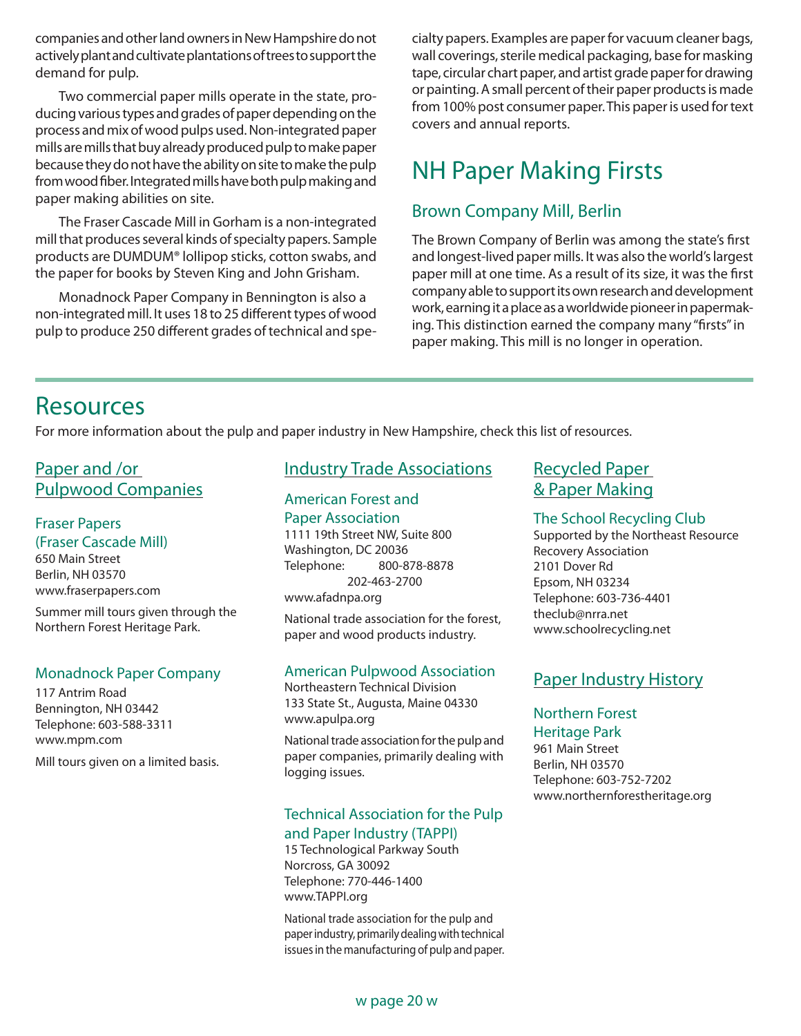companies and other land owners in New Hampshire do not actively plant and cultivate plantations of trees to support the demand for pulp.

Two commercial paper mills operate in the state, producing various types and grades of paper depending on the process and mix of wood pulps used. Non-integrated paper mills are mills that buy already produced pulp to make paper because they do not have the ability on site to make the pulp from wood fiber. Integrated mills have both pulp making and paper making abilities on site.

The Fraser Cascade Mill in Gorham is a non-integrated mill that produces several kinds of specialty papers. Sample products are DUMDUM® lollipop sticks, cotton swabs, and the paper for books by Steven King and John Grisham.

Monadnock Paper Company in Bennington is also a non-integrated mill. It uses 18 to 25 different types of wood pulp to produce 250 different grades of technical and specialty papers. Examples are paper for vacuum cleaner bags, wall coverings, sterile medical packaging, base for masking tape, circular chart paper, and artist grade paper for drawing or painting. A small percent of their paper products is made from 100% post consumer paper. This paper is used for text covers and annual reports.

# NH Paper Making Firsts

## Brown Company Mill, Berlin

The Brown Company of Berlin was among the state's first and longest-lived paper mills. It was also the world's largest paper mill at one time. As a result of its size, it was the first company able to support its own research and development work, earning it a place as a worldwide pioneer in papermaking. This distinction earned the company many "firsts" in paper making. This mill is no longer in operation.

# Resources

For more information about the pulp and paper industry in New Hampshire, check this list of resources.

## Paper and /or Pulpwood Companies

### Fraser Papers (Fraser Cascade Mill)

650 Main Street
Berlin, NH 03570
www.fraserpapers.com

Summer mill tours given through the Northern Forest Heritage Park.

### Monadnock Paper Company

117 Antrim Road
Bennington, NH 03442
Telephone: 603-588-3311
www.mpm.com

Mill tours given on a limited basis.

## Industry Trade Associations

### American Forest and Paper Association

1111 19th Street NW, Suite 800
Washington, DC 20036
Telephone: 800-878-8878
202-463-2700
www.afadnpa.org

National trade association for the forest, paper and wood products industry.

### American Pulpwood Association

Northeastern Technical Division
133 State St., Augusta, Maine 04330
www.apulpa.org

National trade association for the pulp and paper companies, primarily dealing with logging issues.

### Technical Association for the Pulp and Paper Industry (TAPPI)

15 Technological Parkway South
Norcross, GA 30092
Telephone: 770-446-1400
www.TAPPI.org

National trade association for the pulp and paper industry, primarily dealing with technical issues in the manufacturing of pulp and paper.

## Recycled Paper & Paper Making

### The School Recycling Club

Supported by the Northeast Resource Recovery Association
2101 Dover Rd
Epsom, NH 03234
Telephone: 603-736-4401
theclub@nrra.net
www.schoolrecycling.net

## Paper Industry History

### Northern Forest Heritage Park

961 Main Street
Berlin, NH 03570
Telephone: 603-752-7202
www.northernforestheritage.org